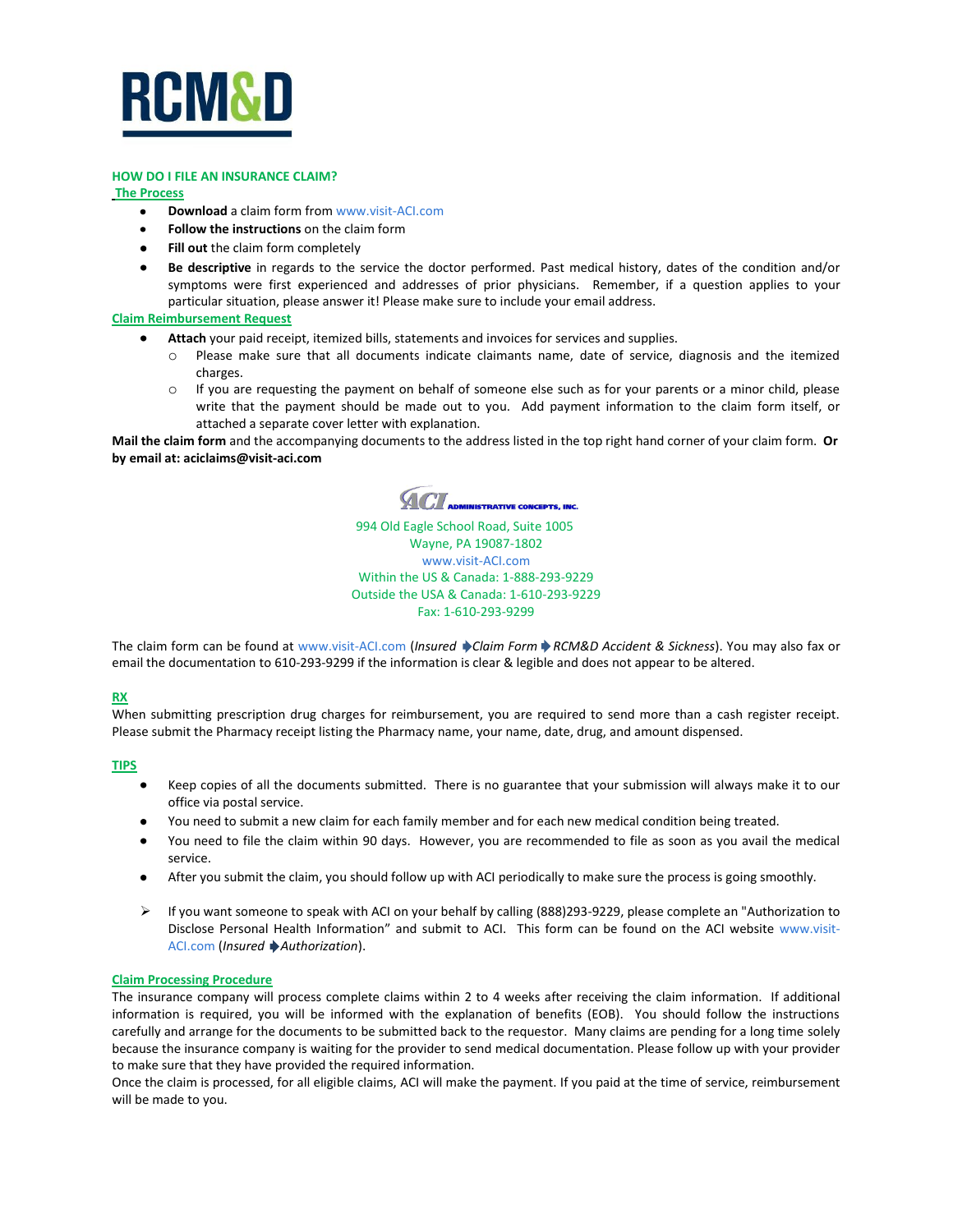# RCM&D

## HOW DO I FILE AN INSURANCE CLAIM?

### The Process

- **Download** a claim form from www.visit-ACI.com
- **Follow the instructions** on the claim form
- **Fill out** the claim form completely
- **Be descriptive** in regards to the service the doctor performed. Past medical history, dates of the condition and/or symptoms were first experienced and addresses of prior physicians. Remember, if a question applies to your particular situation, please answer it! Please make sure to include your email address.

### Claim Reimbursement Request

- **Attach** your paid receipt, itemized bills, statements and invoices for services and supplies.
  - Please make sure that all documents indicate claimants name, date of service, diagnosis and the itemized charges.
  - If you are requesting the payment on behalf of someone else such as for your parents or a minor child, please write that the payment should be made out to you. Add payment information to the claim form itself, or attached a separate cover letter with explanation.

**Mail the claim form** and the accompanying documents to the address listed in the top right hand corner of your claim form. **Or by email at: aciclaims@visit-aci.com**

ACI ADMINISTRATIVE CONCEPTS, INC.
994 Old Eagle School Road, Suite 1005
Wayne, PA 19087-1802
www.visit-ACI.com
Within the US & Canada: 1-888-293-9229
Outside the USA & Canada: 1-610-293-9229
Fax: 1-610-293-9299

The claim form can be found at www.visit-ACI.com (*Insured* ➧ *Claim Form* ➧ *RCM&D Accident & Sickness*). You may also fax or email the documentation to 610-293-9299 if the information is clear & legible and does not appear to be altered.

### RX

When submitting prescription drug charges for reimbursement, you are required to send more than a cash register receipt. Please submit the Pharmacy receipt listing the Pharmacy name, your name, date, drug, and amount dispensed.

### TIPS

- Keep copies of all the documents submitted. There is no guarantee that your submission will always make it to our office via postal service.
- You need to submit a new claim for each family member and for each new medical condition being treated.
- You need to file the claim within 90 days. However, you are recommended to file as soon as you avail the medical service.
- After you submit the claim, you should follow up with ACI periodically to make sure the process is going smoothly.

➢ If you want someone to speak with ACI on your behalf by calling (888)293-9229, please complete an "Authorization to Disclose Personal Health Information" and submit to ACI. This form can be found on the ACI website www.visit-ACI.com (*Insured* ➧ *Authorization*).

### Claim Processing Procedure

The insurance company will process complete claims within 2 to 4 weeks after receiving the claim information. If additional information is required, you will be informed with the explanation of benefits (EOB). You should follow the instructions carefully and arrange for the documents to be submitted back to the requestor. Many claims are pending for a long time solely because the insurance company is waiting for the provider to send medical documentation. Please follow up with your provider to make sure that they have provided the required information.

Once the claim is processed, for all eligible claims, ACI will make the payment. If you paid at the time of service, reimbursement will be made to you.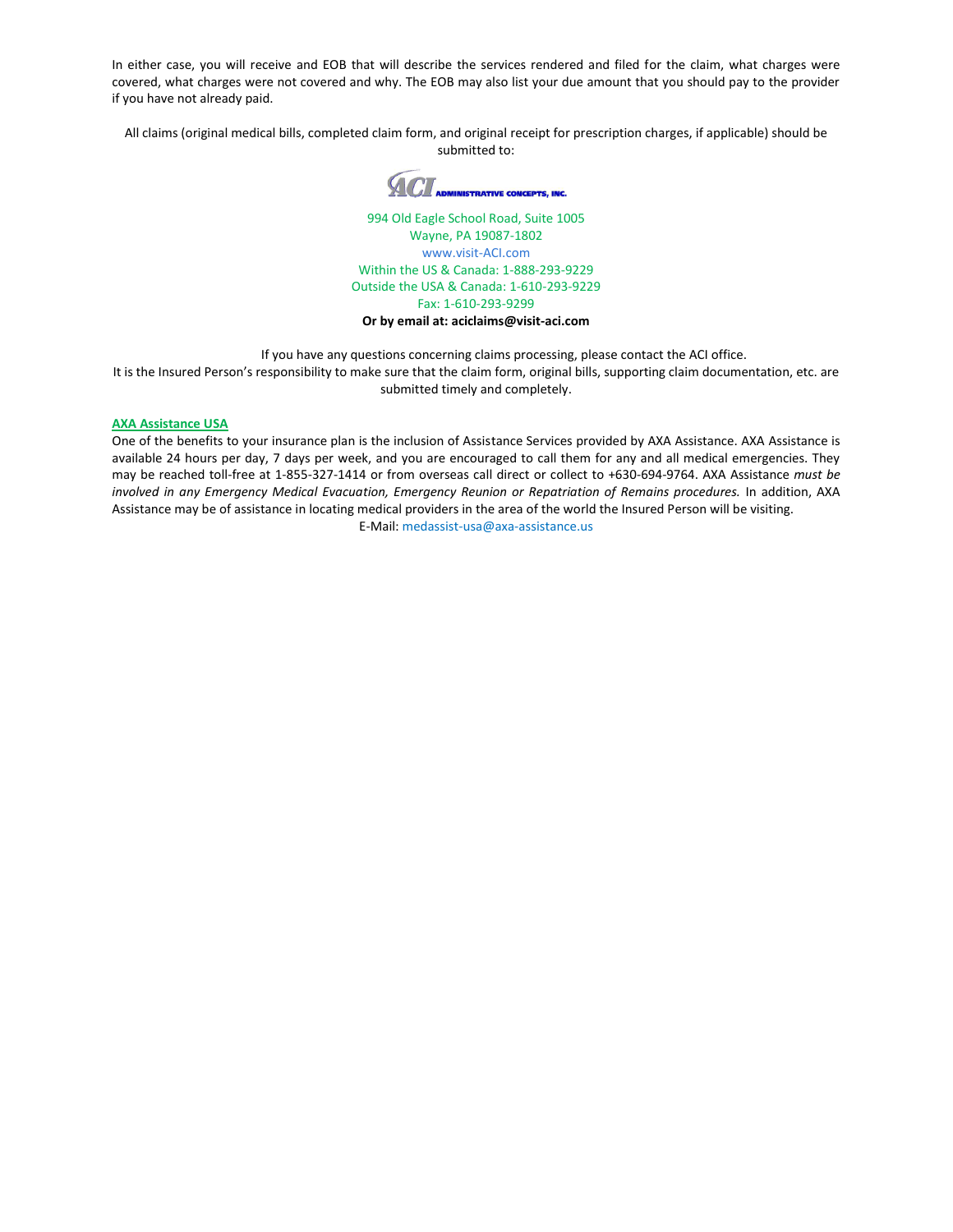In either case, you will receive and EOB that will describe the services rendered and filed for the claim, what charges were covered, what charges were not covered and why. The EOB may also list your due amount that you should pay to the provider if you have not already paid.

All claims (original medical bills, completed claim form, and original receipt for prescription charges, if applicable) should be submitted to:

ACI ADMINISTRATIVE CONCEPTS, INC.

994 Old Eagle School Road, Suite 1005
Wayne, PA 19087-1802
www.visit-ACI.com
Within the US & Canada: 1-888-293-9229
Outside the USA & Canada: 1-610-293-9229
Fax: 1-610-293-9299
**Or by email at: aciclaims@visit-aci.com**

If you have any questions concerning claims processing, please contact the ACI office.
It is the Insured Person's responsibility to make sure that the claim form, original bills, supporting claim documentation, etc. are submitted timely and completely.

**AXA Assistance USA**

One of the benefits to your insurance plan is the inclusion of Assistance Services provided by AXA Assistance. AXA Assistance is available 24 hours per day, 7 days per week, and you are encouraged to call them for any and all medical emergencies. They may be reached toll-free at 1-855-327-1414 or from overseas call direct or collect to +630-694-9764. AXA Assistance *must be involved in any Emergency Medical Evacuation, Emergency Reunion or Repatriation of Remains procedures.* In addition, AXA Assistance may be of assistance in locating medical providers in the area of the world the Insured Person will be visiting.

E-Mail: medassist-usa@axa-assistance.us